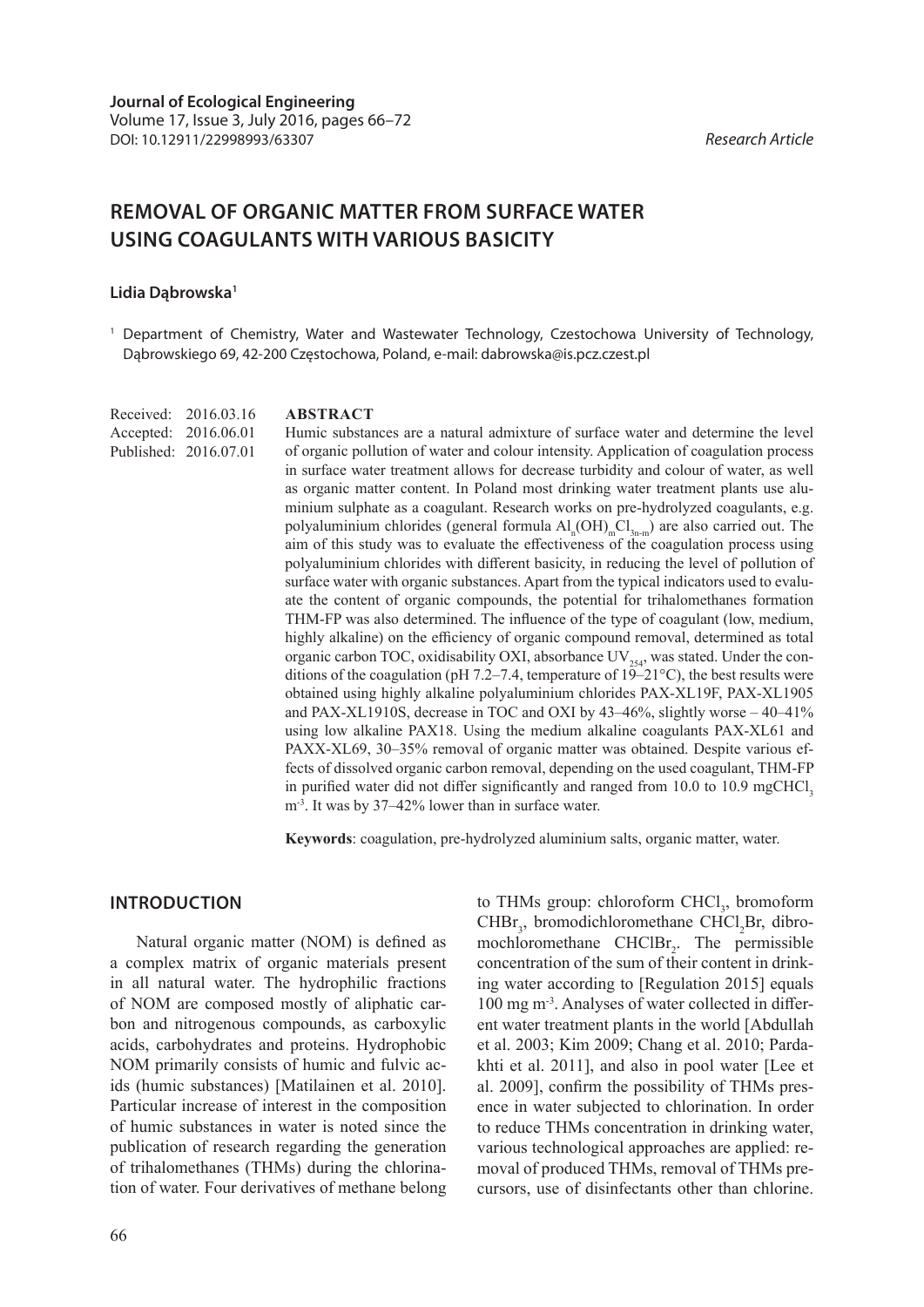**Journal of Ecological Engineering**
Volume 17, Issue 3, July 2016, pages 66–72
DOI: 10.12911/22998993/63307

*Research Article*

# REMOVAL OF ORGANIC MATTER FROM SURFACE WATER USING COAGULANTS WITH VARIOUS BASICITY

**Lidia Dąbrowska[1]**

[1] Department of Chemistry, Water and Wastewater Technology, Czestochowa University of Technology, Dąbrowskiego 69, 42-200 Częstochowa, Poland, e-mail: dabrowska@is.pcz.czest.pl

Received: 2016.03.16
Accepted: 2016.06.01
Published: 2016.07.01

## ABSTRACT

Humic substances are a natural admixture of surface water and determine the level of organic pollution of water and colour intensity. Application of coagulation process in surface water treatment allows for decrease turbidity and colour of water, as well as organic matter content. In Poland most drinking water treatment plants use aluminium sulphate as a coagulant. Research works on pre-hydrolyzed coagulants, e.g. polyaluminium chlorides (general formula $Al_n(OH)_mCl_{3n-m}$) are also carried out. The aim of this study was to evaluate the effectiveness of the coagulation process using polyaluminium chlorides with different basicity, in reducing the level of pollution of surface water with organic substances. Apart from the typical indicators used to evaluate the content of organic compounds, the potential for trihalomethanes formation THM-FP was also determined. The influence of the type of coagulant (low, medium, highly alkaline) on the efficiency of organic compound removal, determined as total organic carbon TOC, oxidisability OXI, absorbance $UV_{254}$, was stated. Under the conditions of the coagulation (pH 7.2–7.4, temperature of 19–21°C), the best results were obtained using highly alkaline polyaluminium chlorides PAX-XL19F, PAX-XL1905 and PAX-XL1910S, decrease in TOC and OXI by 43–46%, slightly worse – 40–41% using low alkaline PAX18. Using the medium alkaline coagulants PAX-XL61 and PAXX-XL69, 30–35% removal of organic matter was obtained. Despite various effects of dissolved organic carbon removal, depending on the used coagulant, THM-FP in purified water did not differ significantly and ranged from 10.0 to 10.9 $mgCHCl_3$ $m^{-3}$. It was by 37–42% lower than in surface water.

**Keywords**: coagulation, pre-hydrolyzed aluminium salts, organic matter, water.

## INTRODUCTION

Natural organic matter (NOM) is defined as a complex matrix of organic materials present in all natural water. The hydrophilic fractions of NOM are composed mostly of aliphatic carbon and nitrogenous compounds, as carboxylic acids, carbohydrates and proteins. Hydrophobic NOM primarily consists of humic and fulvic acids (humic substances) [Matilainen et al. 2010]. Particular increase of interest in the composition of humic substances in water is noted since the publication of research regarding the generation of trihalomethanes (THMs) during the chlorination of water. Four derivatives of methane belong to THMs group: chloroform $CHCl_3$, bromoform $CHBr_3$, bromodichloromethane $CHCl_2Br$, dibromochloromethane $CHClBr_2$. The permissible concentration of the sum of their content in drinking water according to [Regulation 2015] equals 100 mg $m^{-3}$. Analyses of water collected in different water treatment plants in the world [Abdullah et al. 2003; Kim 2009; Chang et al. 2010; Pardakhti et al. 2011], and also in pool water [Lee et al. 2009], confirm the possibility of THMs presence in water subjected to chlorination. In order to reduce THMs concentration in drinking water, various technological approaches are applied: removal of produced THMs, removal of THMs precursors, use of disinfectants other than chlorine.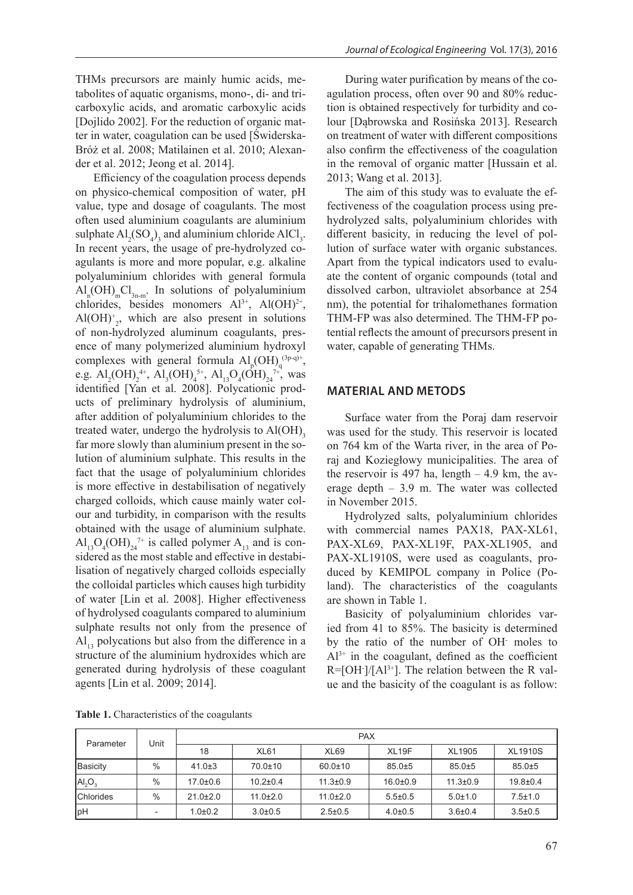THMs precursors are mainly humic acids, metabolites of aquatic organisms, mono-, di- and tricarboxylic acids, and aromatic carboxylic acids [Dojlido 2002]. For the reduction of organic matter in water, coagulation can be used [Świderska-Bróż et al. 2008; Matilainen et al. 2010; Alexander et al. 2012; Jeong et al. 2014].

Efficiency of the coagulation process depends on physico-chemical composition of water, pH value, type and dosage of coagulants. The most often used aluminium coagulants are aluminium sulphate $Al_2(SO_4)_3$ and aluminium chloride $AlCl_3$. In recent years, the usage of pre-hydrolyzed coagulants is more and more popular, e.g. alkaline polyaluminium chlorides with general formula $Al_n(OH)_mCl_{3n-m}$. In solutions of polyaluminium chlorides, besides monomers $Al^{3+}$, $Al(OH)^{2+}$, $Al(OH)^+_2$, which are also present in solutions of non-hydrolyzed aluminum coagulants, presence of many polymerized aluminium hydroxyl complexes with general formula $Al_p(OH)_q^{(3p-q)+}$, e.g. $Al_2(OH)_2^{4+}$, $Al_3(OH)_4^{5+}$, $Al_{13}O_4(OH)_{24}^{7+}$, was identified [Yan et al. 2008]. Polycationic products of preliminary hydrolysis of aluminium, after addition of polyaluminium chlorides to the treated water, undergo the hydrolysis to $Al(OH)_3$ far more slowly than aluminium present in the solution of aluminium sulphate. This results in the fact that the usage of polyaluminium chlorides is more effective in destabilisation of negatively charged colloids, which cause mainly water colour and turbidity, in comparison with the results obtained with the usage of aluminium sulphate. $Al_{13}O_4(OH)_{24}^{7+}$ is called polymer $A_{13}$ and is considered as the most stable and effective in destabilisation of negatively charged colloids especially the colloidal particles which causes high turbidity of water [Lin et al. 2008]. Higher effectiveness of hydrolysed coagulants compared to aluminium sulphate results not only from the presence of $Al_{13}$ polycations but also from the difference in a structure of the aluminium hydroxides which are generated during hydrolysis of these coagulant agents [Lin et al. 2009; 2014].

During water purification by means of the coagulation process, often over 90 and 80% reduction is obtained respectively for turbidity and colour [Dąbrowska and Rosińska 2013]. Research on treatment of water with different compositions also confirm the effectiveness of the coagulation in the removal of organic matter [Hussain et al. 2013; Wang et al. 2013].

The aim of this study was to evaluate the effectiveness of the coagulation process using prehydrolyzed salts, polyaluminium chlorides with different basicity, in reducing the level of pollution of surface water with organic substances. Apart from the typical indicators used to evaluate the content of organic compounds (total and dissolved carbon, ultraviolet absorbance at 254 nm), the potential for trihalomethanes formation THM-FP was also determined. The THM-FP potential reflects the amount of precursors present in water, capable of generating THMs.

## MATERIAL AND METODS

Surface water from the Poraj dam reservoir was used for the study. This reservoir is located on 764 km of the Warta river, in the area of Poraj and Koziegłowy municipalities. The area of the reservoir is 497 ha, length – 4.9 km, the average depth – 3.9 m. The water was collected in November 2015.

Hydrolyzed salts, polyaluminium chlorides with commercial names PAX18, PAX-XL61, PAX-XL69, PAX-XL19F, PAX-XL1905, and PAX-XL1910S, were used as coagulants, produced by KEMIPOL company in Police (Poland). The characteristics of the coagulants are shown in Table 1.

Basicity of polyaluminium chlorides varied from 41 to 85%. The basicity is determined by the ratio of the number of $OH^-$ moles to $Al^{3+}$ in the coagulant, defined as the coefficient $R=[OH^-]/[Al^{3+}]$. The relation between the R value and the basicity of the coagulant is as follow:

**Table 1.** Characteristics of the coagulants

| Parameter | Unit | PAX | | | | | |
|---|---|---|---|---|---|---|---|
| | | 18 | XL61 | XL69 | XL19F | XL1905 | XL1910S |
| Basicity | % | 41.0±3 | 70.0±10 | 60.0±10 | 85.0±5 | 85.0±5 | 85.0±5 |
| $Al_2O_3$ | % | 17.0±0.6 | 10.2±0.4 | 11.3±0.9 | 16.0±0.9 | 11.3±0.9 | 19.8±0.4 |
| Chlorides | % | 21.0±2.0 | 11.0±2.0 | 11.0±2.0 | 5.5±0.5 | 5.0±1.0 | 7.5±1.0 |
| pH | - | 1.0±0.2 | 3.0±0.5 | 2.5±0.5 | 4.0±0.5 | 3.6±0.4 | 3.5±0.5 |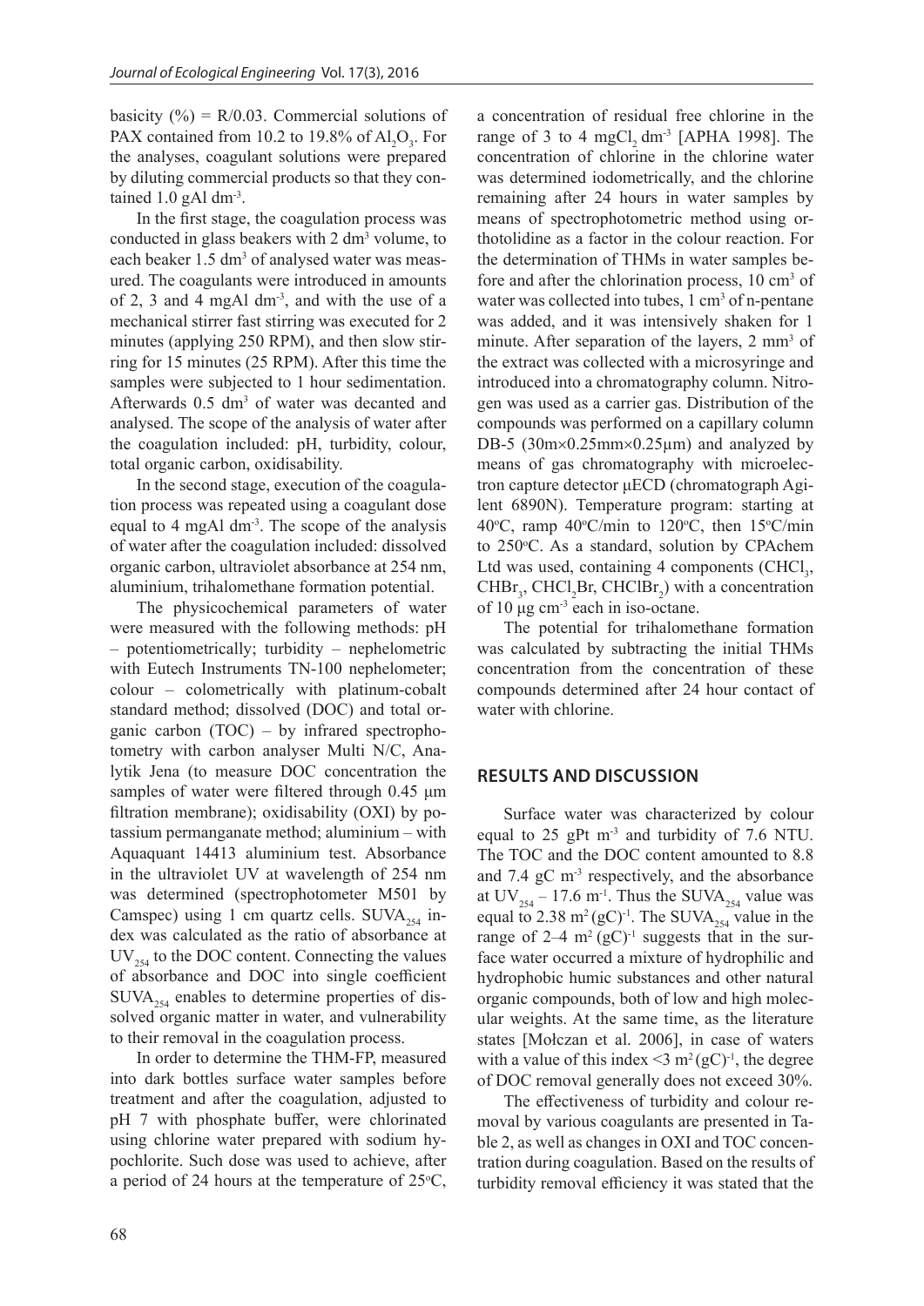basicity (%) = R/0.03. Commercial solutions of PAX contained from 10.2 to 19.8% of $Al_2O_3$. For the analyses, coagulant solutions were prepared by diluting commercial products so that they contained 1.0 gAl $dm^{-3}$.

In the first stage, the coagulation process was conducted in glass beakers with 2 $dm^3$ volume, to each beaker 1.5 $dm^3$ of analysed water was measured. The coagulants were introduced in amounts of 2, 3 and 4 mgAl $dm^{-3}$, and with the use of a mechanical stirrer fast stirring was executed for 2 minutes (applying 250 RPM), and then slow stirring for 15 minutes (25 RPM). After this time the samples were subjected to 1 hour sedimentation. Afterwards 0.5 $dm^3$ of water was decanted and analysed. The scope of the analysis of water after the coagulation included: pH, turbidity, colour, total organic carbon, oxidisability.

In the second stage, execution of the coagulation process was repeated using a coagulant dose equal to 4 mgAl $dm^{-3}$. The scope of the analysis of water after the coagulation included: dissolved organic carbon, ultraviolet absorbance at 254 nm, aluminium, trihalomethane formation potential.

The physicochemical parameters of water were measured with the following methods: pH – potentiometrically; turbidity – nephelometric with Eutech Instruments TN-100 nephelometer; colour – colometrically with platinum-cobalt standard method; dissolved (DOC) and total organic carbon (TOC) – by infrared spectrophotometry with carbon analyser Multi N/C, Analytik Jena (to measure DOC concentration the samples of water were filtered through 0.45 μm filtration membrane); oxidisability (OXI) by potassium permanganate method; aluminium – with Aquaquant 14413 aluminium test. Absorbance in the ultraviolet UV at wavelength of 254 nm was determined (spectrophotometer M501 by Camspec) using 1 cm quartz cells. $SUVA_{254}$ index was calculated as the ratio of absorbance at $UV_{254}$ to the DOC content. Connecting the values of absorbance and DOC into single coefficient $SUVA_{254}$ enables to determine properties of dissolved organic matter in water, and vulnerability to their removal in the coagulation process.

In order to determine the THM-FP, measured into dark bottles surface water samples before treatment and after the coagulation, adjusted to pH 7 with phosphate buffer, were chlorinated using chlorine water prepared with sodium hypochlorite. Such dose was used to achieve, after a period of 24 hours at the temperature of 25°C, a concentration of residual free chlorine in the range of 3 to 4 $mgCl_2$ $dm^{-3}$ [APHA 1998]. The concentration of chlorine in the chlorine water was determined iodometrically, and the chlorine remaining after 24 hours in water samples by means of spectrophotometric method using orthotolidine as a factor in the colour reaction. For the determination of THMs in water samples before and after the chlorination process, 10 $cm^3$ of water was collected into tubes, 1 $cm^3$ of n-pentane was added, and it was intensively shaken for 1 minute. After separation of the layers, 2 $mm^3$ of the extract was collected with a microsyringe and introduced into a chromatography column. Nitrogen was used as a carrier gas. Distribution of the compounds was performed on a capillary column DB-5 (30m×0.25mm×0.25μm) and analyzed by means of gas chromatography with microelectron capture detector μECD (chromatograph Agilent 6890N). Temperature program: starting at 40°C, ramp 40°C/min to 120°C, then 15°C/min to 250°C. As a standard, solution by CPAchem Ltd was used, containing 4 components ($CHCl_3$, $CHBr_3$, $CHCl_2Br$, $CHClBr_2$) with a concentration of 10 μg $cm^{-3}$ each in iso-octane.

The potential for trihalomethane formation was calculated by subtracting the initial THMs concentration from the concentration of these compounds determined after 24 hour contact of water with chlorine.

## RESULTS AND DISCUSSION

Surface water was characterized by colour equal to 25 gPt $m^{-3}$ and turbidity of 7.6 NTU. The TOC and the DOC content amounted to 8.8 and 7.4 gC $m^{-3}$ respectively, and the absorbance at $UV_{254}$ – 17.6 $m^{-1}$. Thus the $SUVA_{254}$ value was equal to 2.38 $m^2(gC)^{-1}$. The $SUVA_{254}$ value in the range of 2–4 $m^2(gC)^{-1}$ suggests that in the surface water occurred a mixture of hydrophilic and hydrophobic humic substances and other natural organic compounds, both of low and high molecular weights. At the same time, as the literature states [Mołczan et al. 2006], in case of waters with a value of this index <3 $m^2(gC)^{-1}$, the degree of DOC removal generally does not exceed 30%.

The effectiveness of turbidity and colour removal by various coagulants are presented in Table 2, as well as changes in OXI and TOC concentration during coagulation. Based on the results of turbidity removal efficiency it was stated that the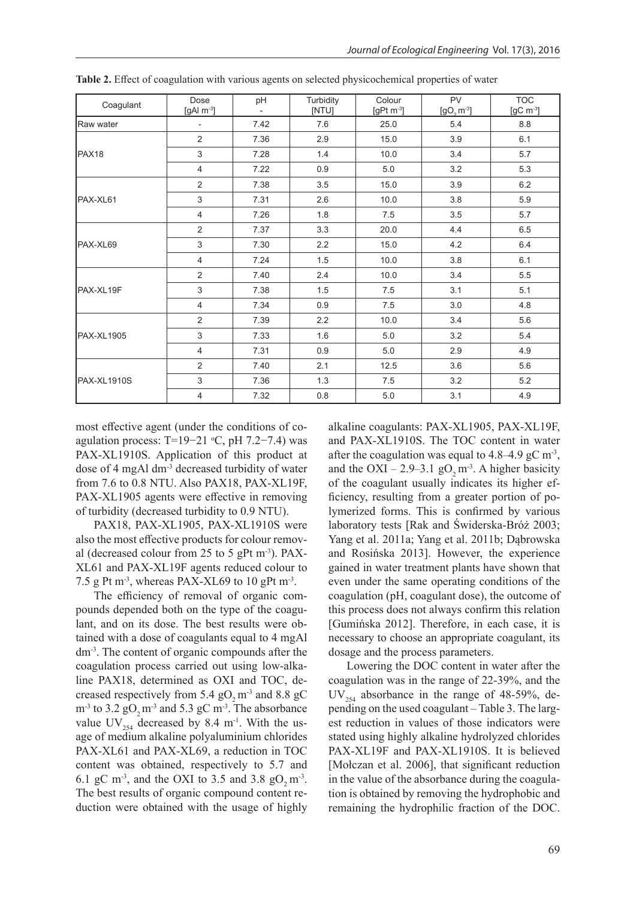**Table 2.** Effect of coagulation with various agents on selected physicochemical properties of water

| Coagulant | Dose [gAl $m^{-3}$] | pH - | Turbidity [NTU] | Colour [gPt $m^{-3}$] | PV [$gO_2$ $m^{-3}$] | TOC [gC $m^{-3}$] |
|---|---|---|---|---|---|---|
| Raw water | - | 7.42 | 7.6 | 25.0 | 5.4 | 8.8 |
| PAX18 | 2 | 7.36 | 2.9 | 15.0 | 3.9 | 6.1 |
| | 3 | 7.28 | 1.4 | 10.0 | 3.4 | 5.7 |
| | 4 | 7.22 | 0.9 | 5.0 | 3.2 | 5.3 |
| PAX-XL61 | 2 | 7.38 | 3.5 | 15.0 | 3.9 | 6.2 |
| | 3 | 7.31 | 2.6 | 10.0 | 3.8 | 5.9 |
| | 4 | 7.26 | 1.8 | 7.5 | 3.5 | 5.7 |
| PAX-XL69 | 2 | 7.37 | 3.3 | 20.0 | 4.4 | 6.5 |
| | 3 | 7.30 | 2.2 | 15.0 | 4.2 | 6.4 |
| | 4 | 7.24 | 1.5 | 10.0 | 3.8 | 6.1 |
| PAX-XL19F | 2 | 7.40 | 2.4 | 10.0 | 3.4 | 5.5 |
| | 3 | 7.38 | 1.5 | 7.5 | 3.1 | 5.1 |
| | 4 | 7.34 | 0.9 | 7.5 | 3.0 | 4.8 |
| PAX-XL1905 | 2 | 7.39 | 2.2 | 10.0 | 3.4 | 5.6 |
| | 3 | 7.33 | 1.6 | 5.0 | 3.2 | 5.4 |
| | 4 | 7.31 | 0.9 | 5.0 | 2.9 | 4.9 |
| PAX-XL1910S | 2 | 7.40 | 2.1 | 12.5 | 3.6 | 5.6 |
| | 3 | 7.36 | 1.3 | 7.5 | 3.2 | 5.2 |
| | 4 | 7.32 | 0.8 | 5.0 | 3.1 | 4.9 |

most effective agent (under the conditions of coagulation process: T=19−21 °C, pH 7.2−7.4) was PAX-XL1910S. Application of this product at dose of 4 mgAl $dm^{-3}$ decreased turbidity of water from 7.6 to 0.8 NTU. Also PAX18, PAX-XL19F, PAX-XL1905 agents were effective in removing of turbidity (decreased turbidity to 0.9 NTU).

PAX18, PAX-XL1905, PAX-XL1910S were also the most effective products for colour removal (decreased colour from 25 to 5 gPt $m^{-3}$). PAX-XL61 and PAX-XL19F agents reduced colour to 7.5 g Pt $m^{-3}$, whereas PAX-XL69 to 10 gPt $m^{-3}$.

The efficiency of removal of organic compounds depended both on the type of the coagulant, and on its dose. The best results were obtained with a dose of coagulants equal to 4 mgAl $dm^{-3}$. The content of organic compounds after the coagulation process carried out using low-alkaline PAX18, determined as OXI and TOC, decreased respectively from 5.4 $gO_2$ $m^{-3}$ and 8.8 gC $m^{-3}$ to 3.2 $gO_2$ $m^{-3}$ and 5.3 gC $m^{-3}$. The absorbance value $UV_{254}$ decreased by 8.4 $m^{-1}$. With the usage of medium alkaline polyaluminium chlorides PAX-XL61 and PAX-XL69, a reduction in TOC content was obtained, respectively to 5.7 and 6.1 gC $m^{-3}$, and the OXI to 3.5 and 3.8 $gO_2$ $m^{-3}$. The best results of organic compound content reduction were obtained with the usage of highly alkaline coagulants: PAX-XL1905, PAX-XL19F, and PAX-XL1910S. The TOC content in water after the coagulation was equal to 4.8–4.9 gC $m^{-3}$, and the OXI – 2.9–3.1 $gO_2$ $m^{-3}$. A higher basicity of the coagulant usually indicates its higher efficiency, resulting from a greater portion of polymerized forms. This is confirmed by various laboratory tests [Rak and Świderska-Bróż 2003; Yang et al. 2011a; Yang et al. 2011b; Dąbrowska and Rosińska 2013]. However, the experience gained in water treatment plants have shown that even under the same operating conditions of the coagulation (pH, coagulant dose), the outcome of this process does not always confirm this relation [Gumińska 2012]. Therefore, in each case, it is necessary to choose an appropriate coagulant, its dosage and the process parameters.

Lowering the DOC content in water after the coagulation was in the range of 22-39%, and the $UV_{254}$ absorbance in the range of 48-59%, depending on the used coagulant – Table 3. The largest reduction in values of those indicators were stated using highly alkaline hydrolyzed chlorides PAX-XL19F and PAX-XL1910S. It is believed [Mołczan et al. 2006], that significant reduction in the value of the absorbance during the coagulation is obtained by removing the hydrophobic and remaining the hydrophilic fraction of the DOC.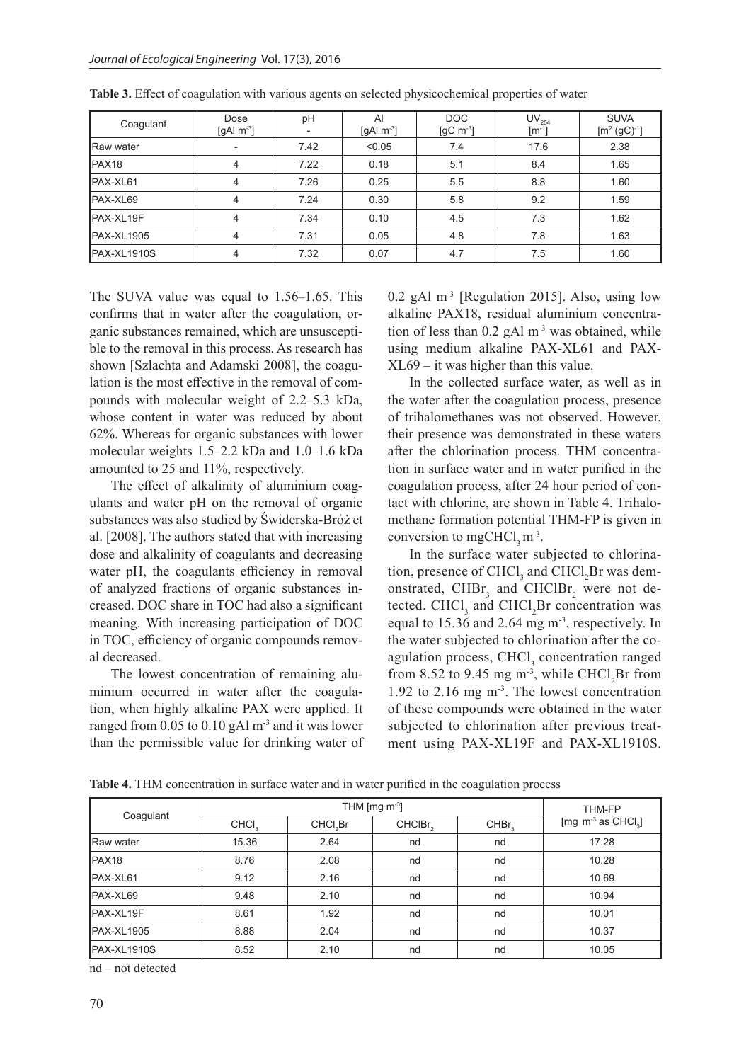**Table 3.** Effect of coagulation with various agents on selected physicochemical properties of water

| Coagulant | Dose [gAl $m^{-3}$] | pH - | Al [gAl $m^{-3}$] | DOC [gC $m^{-3}$] | $UV_{254}$ [$m^{-1}$] | SUVA [$m^2$ $(gC)^{-1}$] |
|---|---|---|---|---|---|---|
| Raw water | - | 7.42 | <0.05 | 7.4 | 17.6 | 2.38 |
| PAX18 | 4 | 7.22 | 0.18 | 5.1 | 8.4 | 1.65 |
| PAX-XL61 | 4 | 7.26 | 0.25 | 5.5 | 8.8 | 1.60 |
| PAX-XL69 | 4 | 7.24 | 0.30 | 5.8 | 9.2 | 1.59 |
| PAX-XL19F | 4 | 7.34 | 0.10 | 4.5 | 7.3 | 1.62 |
| PAX-XL1905 | 4 | 7.31 | 0.05 | 4.8 | 7.8 | 1.63 |
| PAX-XL1910S | 4 | 7.32 | 0.07 | 4.7 | 7.5 | 1.60 |

The SUVA value was equal to 1.56–1.65. This confirms that in water after the coagulation, organic substances remained, which are unsusceptible to the removal in this process. As research has shown [Szlachta and Adamski 2008], the coagulation is the most effective in the removal of compounds with molecular weight of 2.2–5.3 kDa, whose content in water was reduced by about 62%. Whereas for organic substances with lower molecular weights 1.5–2.2 kDa and 1.0–1.6 kDa amounted to 25 and 11%, respectively.

The effect of alkalinity of aluminium coagulants and water pH on the removal of organic substances was also studied by Świderska-Bróż et al. [2008]. The authors stated that with increasing dose and alkalinity of coagulants and decreasing water pH, the coagulants efficiency in removal of analyzed fractions of organic substances increased. DOC share in TOC had also a significant meaning. With increasing participation of DOC in TOC, efficiency of organic compounds removal decreased.

The lowest concentration of remaining aluminium occurred in water after the coagulation, when highly alkaline PAX were applied. It ranged from 0.05 to 0.10 gAl $m^{-3}$ and it was lower than the permissible value for drinking water of 0.2 gAl $m^{-3}$ [Regulation 2015]. Also, using low alkaline PAX18, residual aluminium concentration of less than 0.2 gAl $m^{-3}$ was obtained, while using medium alkaline PAX-XL61 and PAX-XL69 – it was higher than this value.

In the collected surface water, as well as in the water after the coagulation process, presence of trihalomethanes was not observed. However, their presence was demonstrated in these waters after the chlorination process. THM concentration in surface water and in water purified in the coagulation process, after 24 hour period of contact with chlorine, are shown in Table 4. Trihalomethane formation potential THM-FP is given in conversion to mg$CHCl_3$ $m^{-3}$.

In the surface water subjected to chlorination, presence of $CHCl_3$ and $CHCl_2Br$ was demonstrated, $CHBr_3$ and $CHClBr_2$ were not detected. $CHCl_3$ and $CHCl_2Br$ concentration was equal to 15.36 and 2.64 mg $m^{-3}$, respectively. In the water subjected to chlorination after the coagulation process, $CHCl_3$ concentration ranged from 8.52 to 9.45 mg $m^{-3}$, while $CHCl_2Br$ from 1.92 to 2.16 mg $m^{-3}$. The lowest concentration of these compounds were obtained in the water subjected to chlorination after previous treatment using PAX-XL19F and PAX-XL1910S.

**Table 4.** THM concentration in surface water and in water purified in the coagulation process

| Coagulant | THM [mg $m^{-3}$] | | | | THM-FP [mg $m^{-3}$ as $CHCl_3$] |
|---|---|---|---|---|---|
| | $CHCl_3$ | $CHCl_2Br$ | $CHClBr_2$ | $CHBr_3$ | |
| Raw water | 15.36 | 2.64 | nd | nd | 17.28 |
| PAX18 | 8.76 | 2.08 | nd | nd | 10.28 |
| PAX-XL61 | 9.12 | 2.16 | nd | nd | 10.69 |
| PAX-XL69 | 9.48 | 2.10 | nd | nd | 10.94 |
| PAX-XL19F | 8.61 | 1.92 | nd | nd | 10.01 |
| PAX-XL1905 | 8.88 | 2.04 | nd | nd | 10.37 |
| PAX-XL1910S | 8.52 | 2.10 | nd | nd | 10.05 |

nd – not detected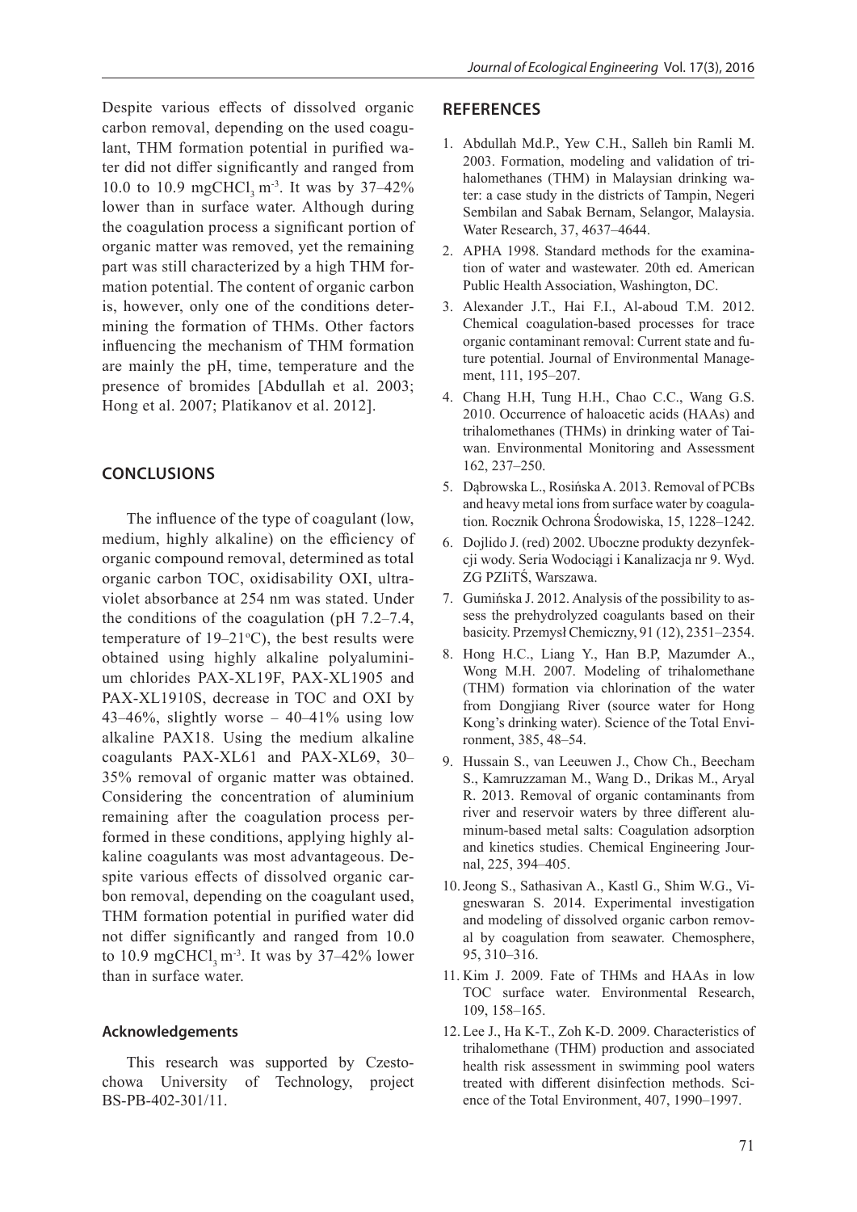Despite various effects of dissolved organic carbon removal, depending on the used coagulant, THM formation potential in purified water did not differ significantly and ranged from 10.0 to 10.9 mgCHCl$_3$ m$^{-3}$. It was by 37–42% lower than in surface water. Although during the coagulation process a significant portion of organic matter was removed, yet the remaining part was still characterized by a high THM formation potential. The content of organic carbon is, however, only one of the conditions determining the formation of THMs. Other factors influencing the mechanism of THM formation are mainly the pH, time, temperature and the presence of bromides [Abdullah et al. 2003; Hong et al. 2007; Platikanov et al. 2012].

## CONCLUSIONS

The influence of the type of coagulant (low, medium, highly alkaline) on the efficiency of organic compound removal, determined as total organic carbon TOC, oxidisability OXI, ultraviolet absorbance at 254 nm was stated. Under the conditions of the coagulation (pH 7.2–7.4, temperature of 19–21°C), the best results were obtained using highly alkaline polyaluminium chlorides PAX-XL19F, PAX-XL1905 and PAX-XL1910S, decrease in TOC and OXI by 43–46%, slightly worse – 40–41% using low alkaline PAX18. Using the medium alkaline coagulants PAX-XL61 and PAX-XL69, 30–35% removal of organic matter was obtained. Considering the concentration of aluminium remaining after the coagulation process performed in these conditions, applying highly alkaline coagulants was most advantageous. Despite various effects of dissolved organic carbon removal, depending on the coagulant used, THM formation potential in purified water did not differ significantly and ranged from 10.0 to 10.9 mgCHCl$_3$ m$^{-3}$. It was by 37–42% lower than in surface water.

### Acknowledgements

This research was supported by Czestochowa University of Technology, project BS-PB-402-301/11.

## REFERENCES

1. Abdullah Md.P., Yew C.H., Salleh bin Ramli M. 2003. Formation, modeling and validation of trihalomethanes (THM) in Malaysian drinking water: a case study in the districts of Tampin, Negeri Sembilan and Sabak Bernam, Selangor, Malaysia. Water Research, 37, 4637–4644.
2. APHA 1998. Standard methods for the examination of water and wastewater. 20th ed. American Public Health Association, Washington, DC.
3. Alexander J.T., Hai F.I., Al-aboud T.M. 2012. Chemical coagulation-based processes for trace organic contaminant removal: Current state and future potential. Journal of Environmental Management, 111, 195–207.
4. Chang H.H, Tung H.H., Chao C.C., Wang G.S. 2010. Occurrence of haloacetic acids (HAAs) and trihalomethanes (THMs) in drinking water of Taiwan. Environmental Monitoring and Assessment 162, 237–250.
5. Dąbrowska L., Rosińska A. 2013. Removal of PCBs and heavy metal ions from surface water by coagulation. Rocznik Ochrona Środowiska, 15, 1228–1242.
6. Dojlido J. (red) 2002. Uboczne produkty dezynfekcji wody. Seria Wodociągi i Kanalizacja nr 9. Wyd. ZG PZIiTŚ, Warszawa.
7. Gumińska J. 2012. Analysis of the possibility to assess the prehydrolyzed coagulants based on their basicity. Przemysł Chemiczny, 91 (12), 2351–2354.
8. Hong H.C., Liang Y., Han B.P, Mazumder A., Wong M.H. 2007. Modeling of trihalomethane (THM) formation via chlorination of the water from Dongjiang River (source water for Hong Kong's drinking water). Science of the Total Environment, 385, 48–54.
9. Hussain S., van Leeuwen J., Chow Ch., Beecham S., Kamruzzaman M., Wang D., Drikas M., Aryal R. 2013. Removal of organic contaminants from river and reservoir waters by three different aluminum-based metal salts: Coagulation adsorption and kinetics studies. Chemical Engineering Journal, 225, 394–405.
10. Jeong S., Sathasivan A., Kastl G., Shim W.G., Vigneswaran S. 2014. Experimental investigation and modeling of dissolved organic carbon removal by coagulation from seawater. Chemosphere, 95, 310–316.
11. Kim J. 2009. Fate of THMs and HAAs in low TOC surface water. Environmental Research, 109, 158–165.
12. Lee J., Ha K-T., Zoh K-D. 2009. Characteristics of trihalomethane (THM) production and associated health risk assessment in swimming pool waters treated with different disinfection methods. Science of the Total Environment, 407, 1990–1997.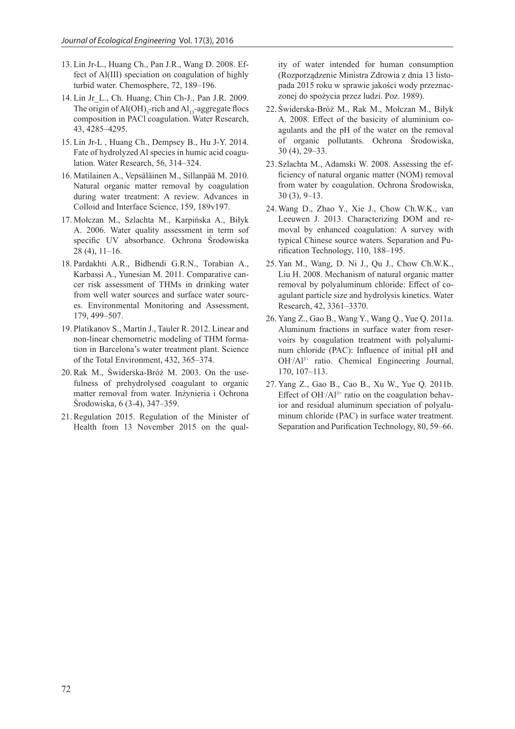13. Lin Jr-L., Huang Ch., Pan J.R., Wang D. 2008. Effect of Al(III) speciation on coagulation of highly turbid water. Chemosphere, 72, 189–196.
14. Lin Jr_L., Ch. Huang, Chin Ch-J., Pan J.R. 2009. The origin of $Al(OH)_3$-rich and $Al_{13}$-aggregate flocs composition in PACl coagulation. Water Research, 43, 4285–4295.
15. Lin Jr-L , Huang Ch., Dempsey B., Hu J-Y. 2014. Fate of hydrolyzed Al species in humic acid coagulation. Water Research, 56, 314–324.
16. Matilainen A., Vepsäläinen M., Sillanpää M. 2010. Natural organic matter removal by coagulation during water treatment: A review. Advances in Colloid and Interface Science, 159, 189v197.
17. Mołczan M., Szlachta M., Karpińska A., Biłyk A. 2006. Water quality assessment in term sof specific UV absorbance. Ochrona Środowiska 28 (4), 11–16.
18. Pardakhti A.R., Bidhendi G.R.N., Torabian A., Karbassi A., Yunesian M. 2011. Comparative cancer risk assessment of THMs in drinking water from well water sources and surface water sources. Environmental Monitoring and Assessment, 179, 499–507.
19. Platikanov S., Martín J., Tauler R. 2012. Linear and non-linear chemometric modeling of THM formation in Barcelona's water treatment plant. Science of the Total Environment, 432, 365–374.
20. Rak M., Świderska-Bróż M. 2003. On the usefulness of prehydrolysed coagulant to organic matter removal from water. Inżynieria i Ochrona Środowiska, 6 (3-4), 347–359.
21. Regulation 2015. Regulation of the Minister of Health from 13 November 2015 on the quality of water intended for human consumption (Rozporządzenie Ministra Zdrowia z dnia 13 listopada 2015 roku w sprawie jakości wody przeznaczonej do spożycia przez ludzi. Poz. 1989).
22. Świderska-Bróż M., Rak M., Mołczan M., Biłyk A. 2008. Effect of the basicity of aluminium coagulants and the pH of the water on the removal of organic pollutants. Ochrona Środowiska, 30 (4), 29–33.
23. Szlachta M., Adamski W. 2008. Assessing the efficiency of natural organic matter (NOM) removal from water by coagulation. Ochrona Środowiska, 30 (3), 9–13.
24. Wang D., Zhao Y., Xie J., Chow Ch.W.K., van Leeuwen J. 2013. Characterizing DOM and removal by enhanced coagulation: A survey with typical Chinese source waters. Separation and Purification Technology, 110, 188–195.
25. Yan M., Wang, D. Ni J., Qu J., Chow Ch.W.K., Liu H. 2008. Mechanism of natural organic matter removal by polyaluminum chloride: Effect of coagulant particle size and hydrolysis kinetics. Water Research, 42, 3361–3370.
26. Yang Z., Gao B., Wang Y., Wang Q., Yue Q. 2011a. Aluminum fractions in surface water from reservoirs by coagulation treatment with polyaluminum chloride (PAC): Influence of initial pH and $OH^-/Al^{3+}$ ratio. Chemical Engineering Journal, 170, 107–113.
27. Yang Z., Gao B., Cao B., Xu W., Yue Q. 2011b. Effect of $OH^-/Al^{3+}$ ratio on the coagulation behavior and residual aluminum speciation of polyaluminum chloride (PAC) in surface water treatment. Separation and Purification Technology, 80, 59–66.